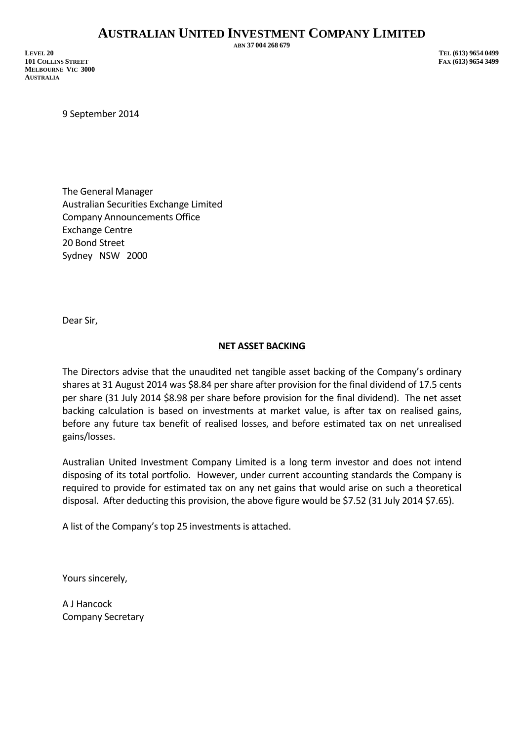# AUSTRALIAN UNITED INVESTMENT COMPANY LIMITED

ABN 37 004 268 679

LEVEL 20
101 COLLINS STREET
MELBOURNE VIC 3000
AUSTRALIA

TEL (613) 9654 0499
FAX (613) 9654 3499

9 September 2014

The General Manager
Australian Securities Exchange Limited
Company Announcements Office
Exchange Centre
20 Bond Street
Sydney NSW 2000

Dear Sir,

**NET ASSET BACKING**

The Directors advise that the unaudited net tangible asset backing of the Company's ordinary shares at 31 August 2014 was $8.84 per share after provision for the final dividend of 17.5 cents per share (31 July 2014 $8.98 per share before provision for the final dividend). The net asset backing calculation is based on investments at market value, is after tax on realised gains, before any future tax benefit of realised losses, and before estimated tax on net unrealised gains/losses.

Australian United Investment Company Limited is a long term investor and does not intend disposing of its total portfolio. However, under current accounting standards the Company is required to provide for estimated tax on any net gains that would arise on such a theoretical disposal. After deducting this provision, the above figure would be $7.52 (31 July 2014 $7.65).

A list of the Company's top 25 investments is attached.

Yours sincerely,

A J Hancock
Company Secretary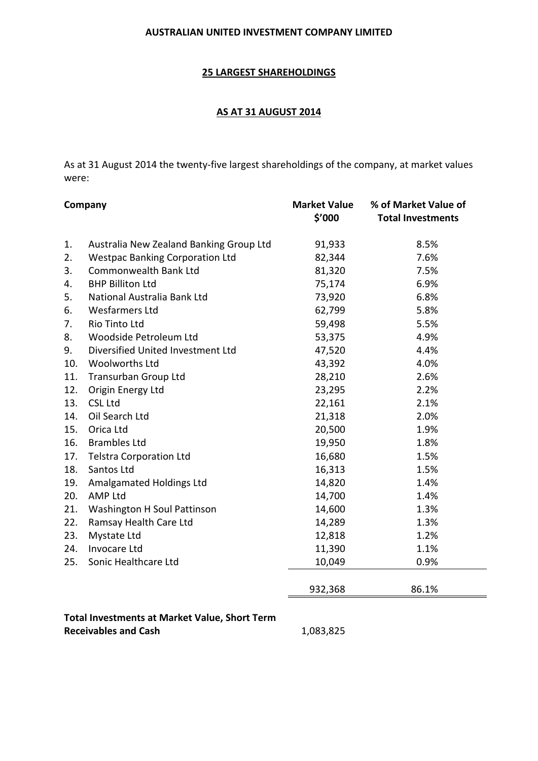**AUSTRALIAN UNITED INVESTMENT COMPANY LIMITED**

## 25 LARGEST SHAREHOLDINGS

## AS AT 31 AUGUST 2014

As at 31 August 2014 the twenty-five largest shareholdings of the company, at market values were:

| | Company | Market Value $'000 | % of Market Value of Total Investments |
|---|---|---|---|
| 1. | Australia New Zealand Banking Group Ltd | 91,933 | 8.5% |
| 2. | Westpac Banking Corporation Ltd | 82,344 | 7.6% |
| 3. | Commonwealth Bank Ltd | 81,320 | 7.5% |
| 4. | BHP Billiton Ltd | 75,174 | 6.9% |
| 5. | National Australia Bank Ltd | 73,920 | 6.8% |
| 6. | Wesfarmers Ltd | 62,799 | 5.8% |
| 7. | Rio Tinto Ltd | 59,498 | 5.5% |
| 8. | Woodside Petroleum Ltd | 53,375 | 4.9% |
| 9. | Diversified United Investment Ltd | 47,520 | 4.4% |
| 10. | Woolworths Ltd | 43,392 | 4.0% |
| 11. | Transurban Group Ltd | 28,210 | 2.6% |
| 12. | Origin Energy Ltd | 23,295 | 2.2% |
| 13. | CSL Ltd | 22,161 | 2.1% |
| 14. | Oil Search Ltd | 21,318 | 2.0% |
| 15. | Orica Ltd | 20,500 | 1.9% |
| 16. | Brambles Ltd | 19,950 | 1.8% |
| 17. | Telstra Corporation Ltd | 16,680 | 1.5% |
| 18. | Santos Ltd | 16,313 | 1.5% |
| 19. | Amalgamated Holdings Ltd | 14,820 | 1.4% |
| 20. | AMP Ltd | 14,700 | 1.4% |
| 21. | Washington H Soul Pattinson | 14,600 | 1.3% |
| 22. | Ramsay Health Care Ltd | 14,289 | 1.3% |
| 23. | Mystate Ltd | 12,818 | 1.2% |
| 24. | Invocare Ltd | 11,390 | 1.1% |
| 25. | Sonic Healthcare Ltd | 10,049 | 0.9% |
| | | 932,368 | 86.1% |

**Total Investments at Market Value, Short Term Receivables and Cash** 1,083,825